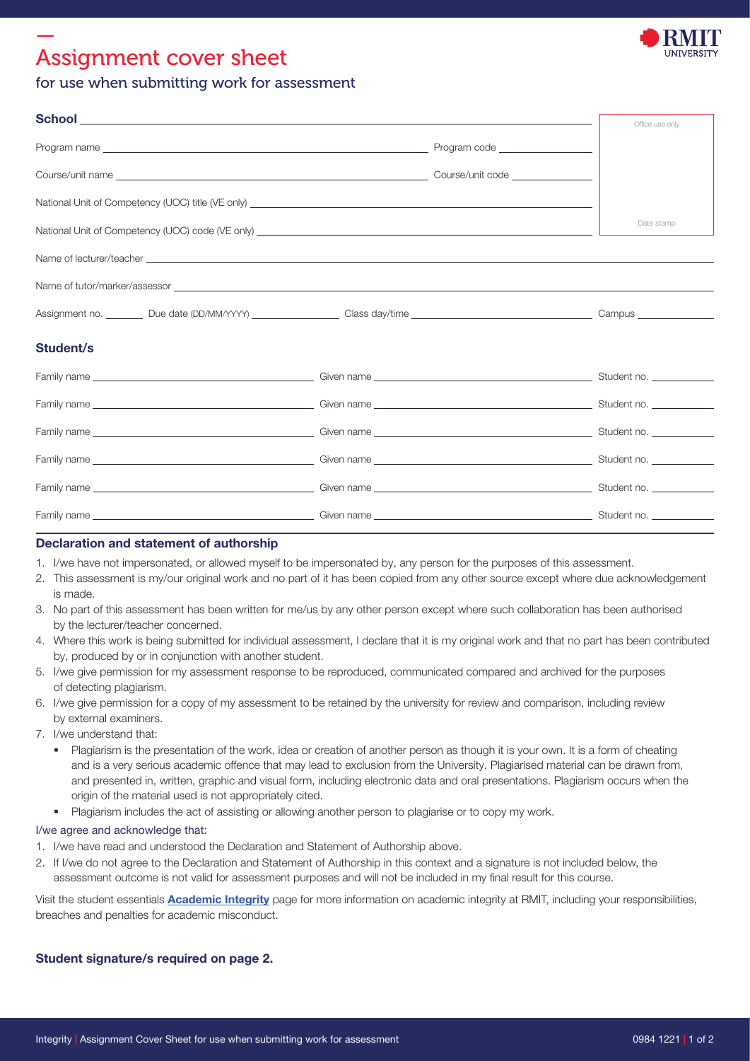# Assignment cover sheet

## for use when submitting work for assessment

**School** ______________________________________________

Office use only

Date stamp

Program name ______________________________ Program code ______________

Course/unit name ______________________________ Course/unit code ______________

National Unit of Competency (UOC) title (VE only) ______________________________

National Unit of Competency (UOC) code (VE only) ______________________________

Name of lecturer/teacher ______________________________

Name of tutor/marker/assessor ______________________________

Assignment no. ______ Due date (DD/MM/YYYY) ______________ Class day/time ______________ Campus ______________

### Student/s

Family name ______________________ Given name ______________________ Student no. __________

Family name ______________________ Given name ______________________ Student no. __________

Family name ______________________ Given name ______________________ Student no. __________

Family name ______________________ Given name ______________________ Student no. __________

Family name ______________________ Given name ______________________ Student no. __________

Family name ______________________ Given name ______________________ Student no. __________

### Declaration and statement of authorship

1. I/we have not impersonated, or allowed myself to be impersonated by, any person for the purposes of this assessment.
2. This assessment is my/our original work and no part of it has been copied from any other source except where due acknowledgement is made.
3. No part of this assessment has been written for me/us by any other person except where such collaboration has been authorised by the lecturer/teacher concerned.
4. Where this work is being submitted for individual assessment, I declare that it is my original work and that no part has been contributed by, produced by or in conjunction with another student.
5. I/we give permission for my assessment response to be reproduced, communicated compared and archived for the purposes of detecting plagiarism.
6. I/we give permission for a copy of my assessment to be retained by the university for review and comparison, including review by external examiners.
7. I/we understand that:
   - Plagiarism is the presentation of the work, idea or creation of another person as though it is your own. It is a form of cheating and is a very serious academic offence that may lead to exclusion from the University. Plagiarised material can be drawn from, and presented in, written, graphic and visual form, including electronic data and oral presentations. Plagiarism occurs when the origin of the material used is not appropriately cited.
   - Plagiarism includes the act of assisting or allowing another person to plagiarise or to copy my work.

I/we agree and acknowledge that:

1. I/we have read and understood the Declaration and Statement of Authorship above.
2. If I/we do not agree to the Declaration and Statement of Authorship in this context and a signature is not included below, the assessment outcome is not valid for assessment purposes and will not be included in my final result for this course.

Visit the student essentials **Academic Integrity** page for more information on academic integrity at RMIT, including your responsibilities, breaches and penalties for academic misconduct.

**Student signature/s required on page 2.**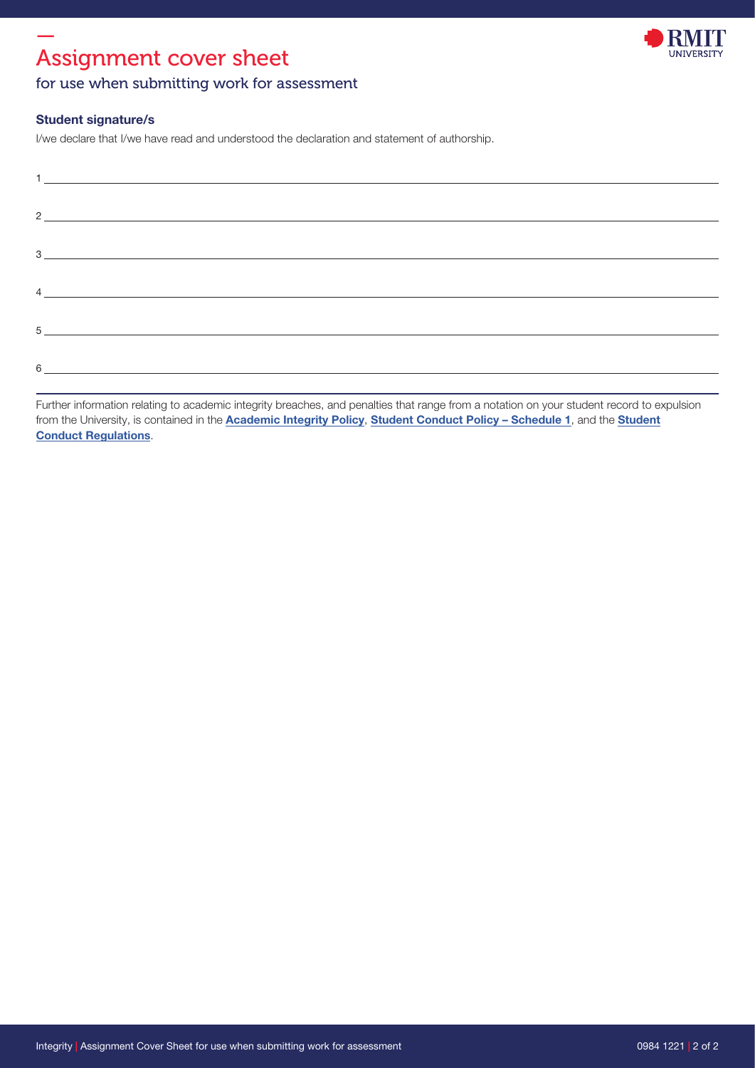# Assignment cover sheet

## for use when submitting work for assessment

### Student signature/s

I/we declare that I/we have read and understood the declaration and statement of authorship.

1 ______________________________________________

2 ______________________________________________

3 ______________________________________________

4 ______________________________________________

5 ______________________________________________

6 ______________________________________________

Further information relating to academic integrity breaches, and penalties that range from a notation on your student record to expulsion from the University, is contained in the **Academic Integrity Policy**, **Student Conduct Policy – Schedule 1**, and the **Student Conduct Regulations**.